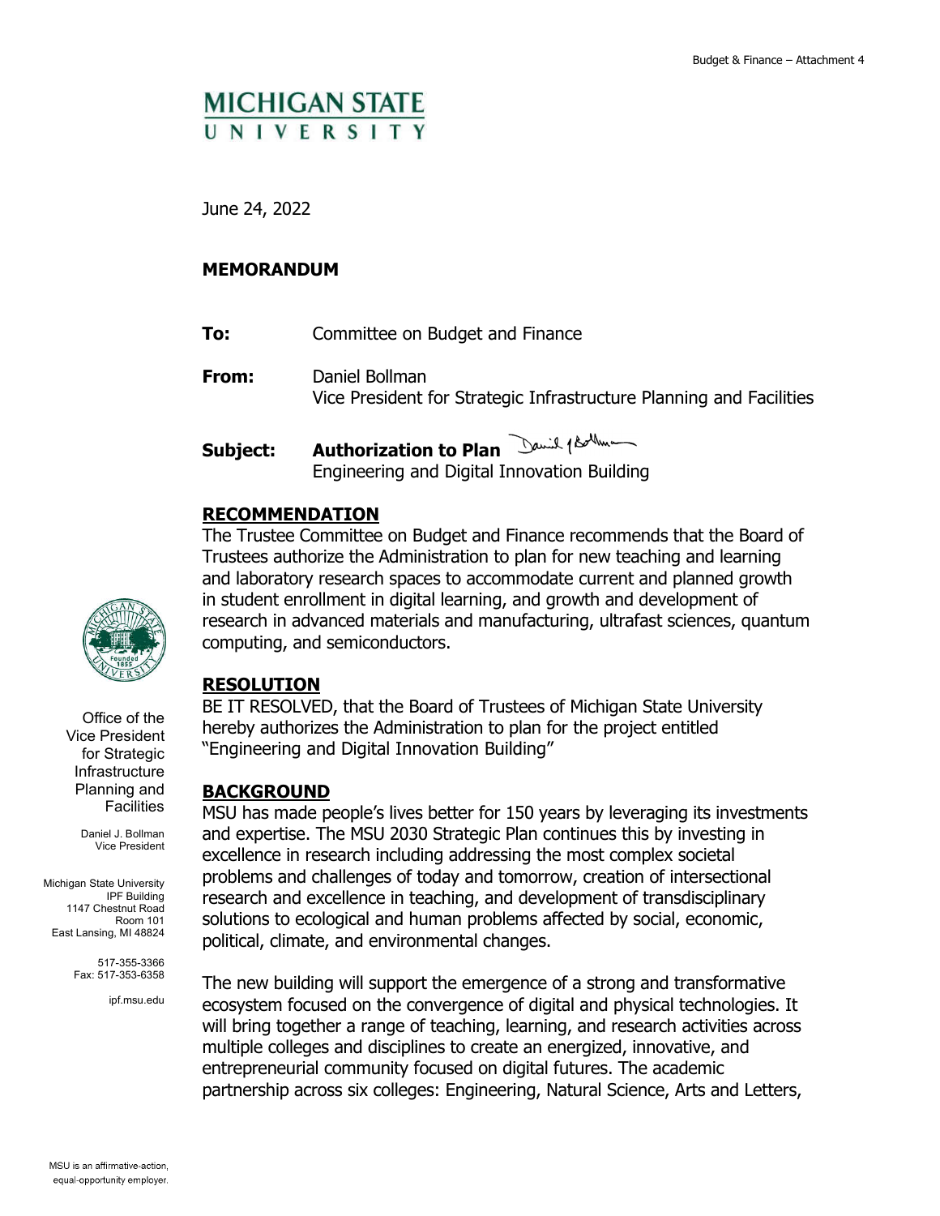MICHIGAN STATE UNIVERSITY

June 24, 2022

**MEMORANDUM**

**To:** Committee on Budget and Finance

**From:** Daniel Bollman
Vice President for Strategic Infrastructure Planning and Facilities

**Subject:** **Authorization to Plan**
Engineering and Digital Innovation Building

Office of the Vice President for Strategic Infrastructure Planning and Facilities

Daniel J. Bollman
Vice President

Michigan State University
IPF Building
1147 Chestnut Road
Room 101
East Lansing, MI 48824

517-355-3366
Fax: 517-353-6358

ipf.msu.edu

## RECOMMENDATION

The Trustee Committee on Budget and Finance recommends that the Board of Trustees authorize the Administration to plan for new teaching and learning and laboratory research spaces to accommodate current and planned growth in student enrollment in digital learning, and growth and development of research in advanced materials and manufacturing, ultrafast sciences, quantum computing, and semiconductors.

## RESOLUTION

BE IT RESOLVED, that the Board of Trustees of Michigan State University hereby authorizes the Administration to plan for the project entitled "Engineering and Digital Innovation Building"

## BACKGROUND

MSU has made people's lives better for 150 years by leveraging its investments and expertise. The MSU 2030 Strategic Plan continues this by investing in excellence in research including addressing the most complex societal problems and challenges of today and tomorrow, creation of intersectional research and excellence in teaching, and development of transdisciplinary solutions to ecological and human problems affected by social, economic, political, climate, and environmental changes.

The new building will support the emergence of a strong and transformative ecosystem focused on the convergence of digital and physical technologies. It will bring together a range of teaching, learning, and research activities across multiple colleges and disciplines to create an energized, innovative, and entrepreneurial community focused on digital futures. The academic partnership across six colleges: Engineering, Natural Science, Arts and Letters,

MSU is an affirmative-action, equal-opportunity employer.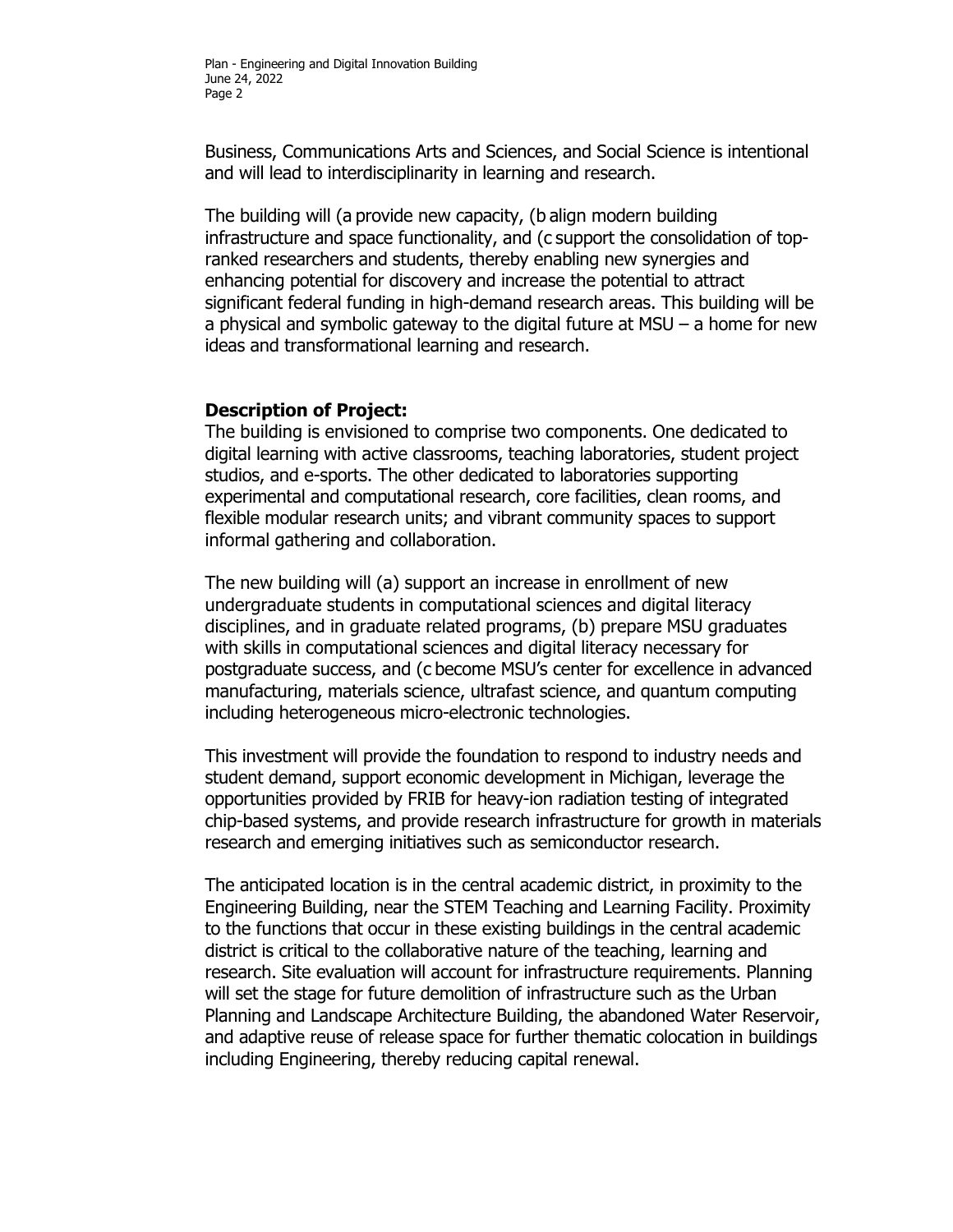Business, Communications Arts and Sciences, and Social Science is intentional and will lead to interdisciplinarity in learning and research.

The building will (a provide new capacity, (b align modern building infrastructure and space functionality, and (c support the consolidation of top-ranked researchers and students, thereby enabling new synergies and enhancing potential for discovery and increase the potential to attract significant federal funding in high-demand research areas. This building will be a physical and symbolic gateway to the digital future at MSU – a home for new ideas and transformational learning and research.

**Description of Project:**
The building is envisioned to comprise two components. One dedicated to digital learning with active classrooms, teaching laboratories, student project studios, and e-sports. The other dedicated to laboratories supporting experimental and computational research, core facilities, clean rooms, and flexible modular research units; and vibrant community spaces to support informal gathering and collaboration.

The new building will (a) support an increase in enrollment of new undergraduate students in computational sciences and digital literacy disciplines, and in graduate related programs, (b) prepare MSU graduates with skills in computational sciences and digital literacy necessary for postgraduate success, and (c become MSU's center for excellence in advanced manufacturing, materials science, ultrafast science, and quantum computing including heterogeneous micro-electronic technologies.

This investment will provide the foundation to respond to industry needs and student demand, support economic development in Michigan, leverage the opportunities provided by FRIB for heavy-ion radiation testing of integrated chip-based systems, and provide research infrastructure for growth in materials research and emerging initiatives such as semiconductor research.

The anticipated location is in the central academic district, in proximity to the Engineering Building, near the STEM Teaching and Learning Facility. Proximity to the functions that occur in these existing buildings in the central academic district is critical to the collaborative nature of the teaching, learning and research. Site evaluation will account for infrastructure requirements. Planning will set the stage for future demolition of infrastructure such as the Urban Planning and Landscape Architecture Building, the abandoned Water Reservoir, and adaptive reuse of release space for further thematic colocation in buildings including Engineering, thereby reducing capital renewal.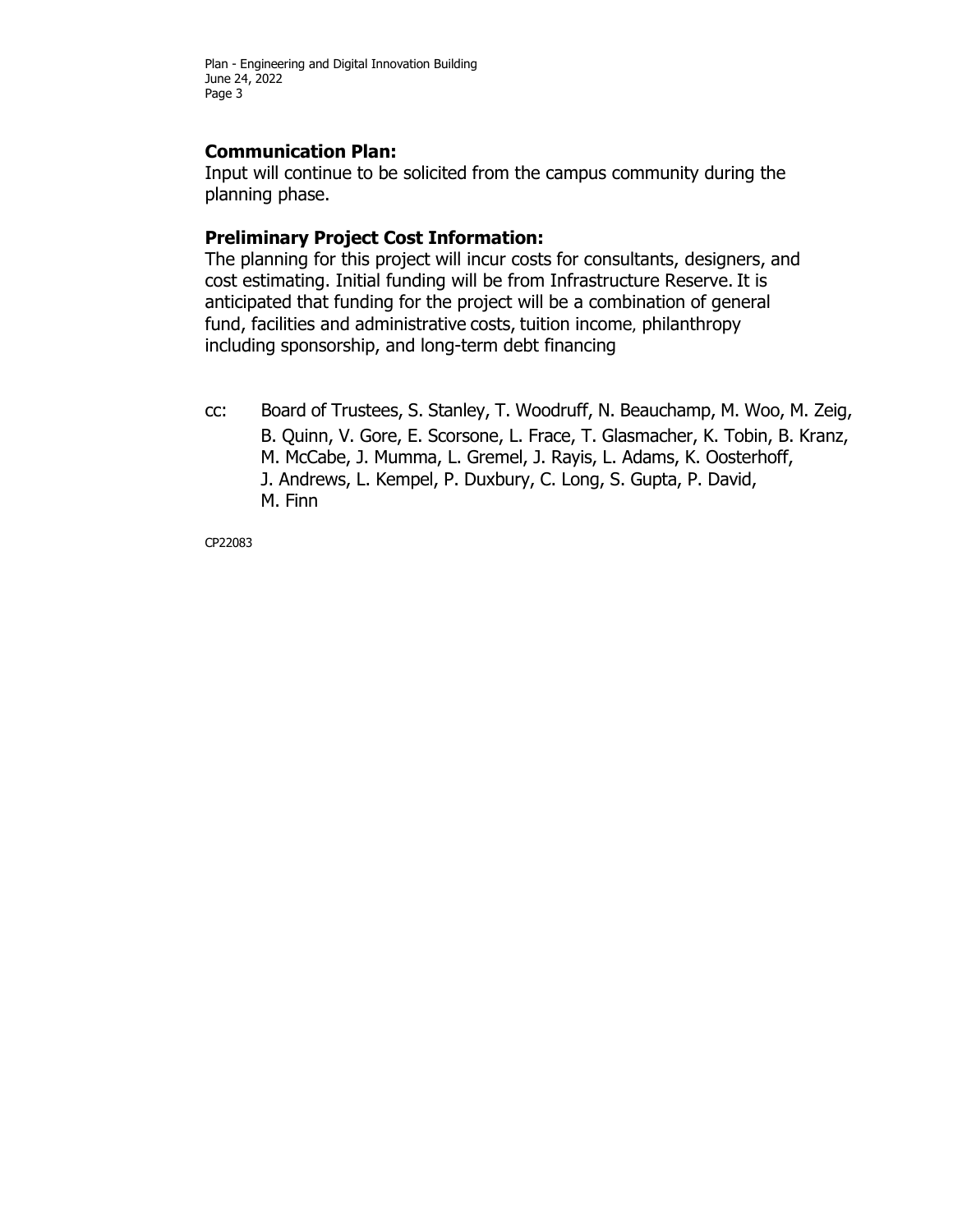**Communication Plan:**
Input will continue to be solicited from the campus community during the planning phase.

**Preliminary Project Cost Information:**
The planning for this project will incur costs for consultants, designers, and cost estimating. Initial funding will be from Infrastructure Reserve. It is anticipated that funding for the project will be a combination of general fund, facilities and administrative costs, tuition income, philanthropy including sponsorship, and long-term debt financing

cc: Board of Trustees, S. Stanley, T. Woodruff, N. Beauchamp, M. Woo, M. Zeig, B. Quinn, V. Gore, E. Scorsone, L. Frace, T. Glasmacher, K. Tobin, B. Kranz, M. McCabe, J. Mumma, L. Gremel, J. Rayis, L. Adams, K. Oosterhoff, J. Andrews, L. Kempel, P. Duxbury, C. Long, S. Gupta, P. David, M. Finn

CP22083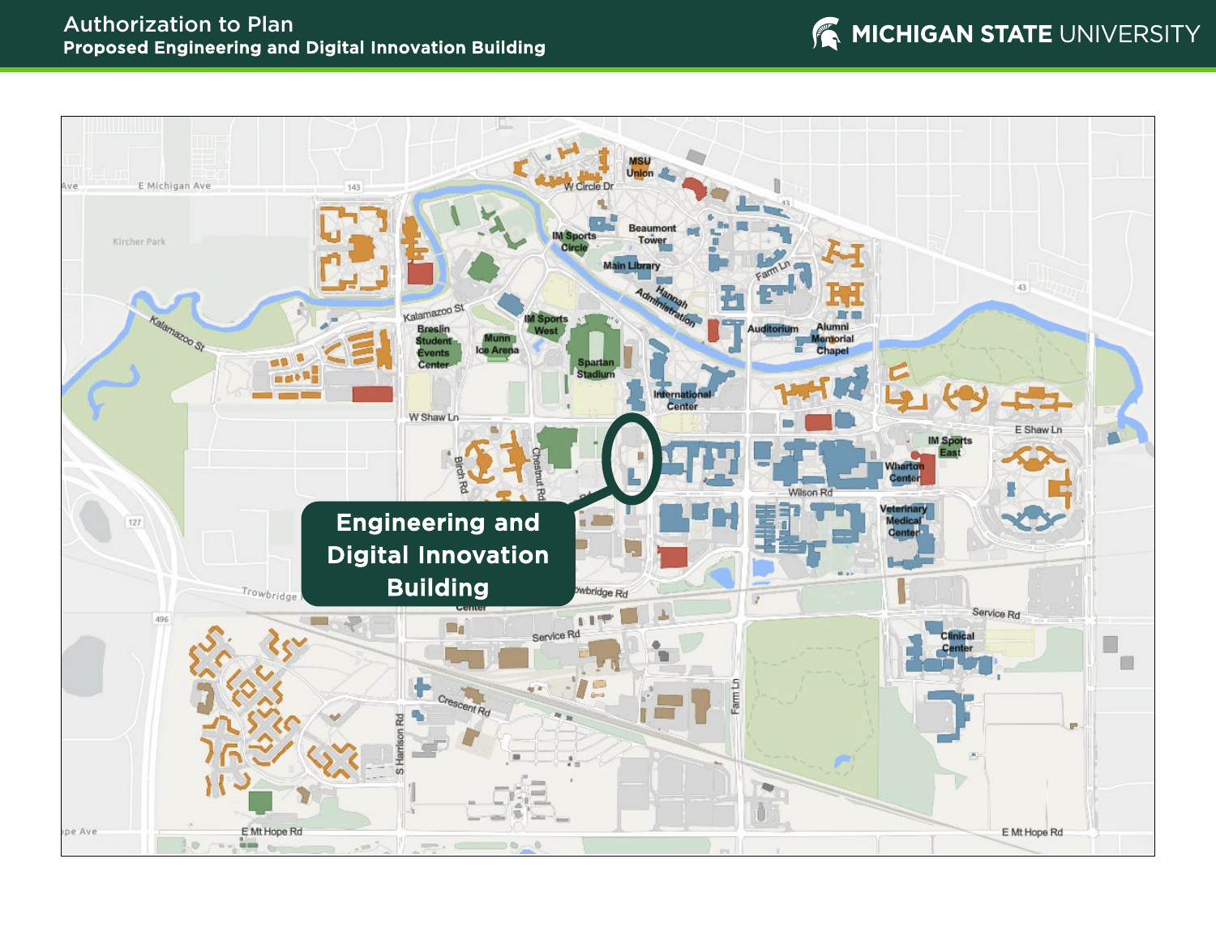# Authorization to Plan

## Proposed Engineering and Digital Innovation Building

MICHIGAN STATE UNIVERSITY

Engineering and Digital Innovation Building